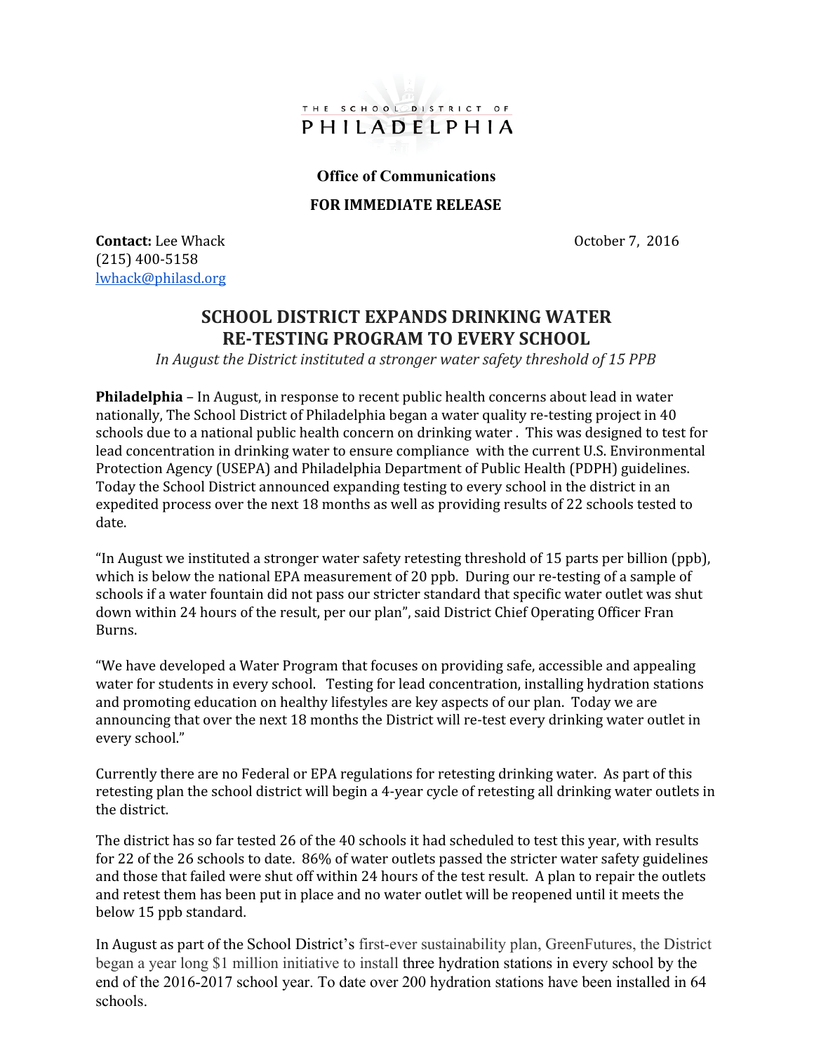THE SCHOOL DISTRICT OF
PHILADELPHIA

**Office of Communications**

**FOR IMMEDIATE RELEASE**

**Contact:** Lee Whack
(215) 400-5158
lwhack@philasd.org

October 7, 2016

# SCHOOL DISTRICT EXPANDS DRINKING WATER RE-TESTING PROGRAM TO EVERY SCHOOL

*In August the District instituted a stronger water safety threshold of 15 PPB*

**Philadelphia** – In August, in response to recent public health concerns about lead in water nationally, The School District of Philadelphia began a water quality re-testing project in 40 schools due to a national public health concern on drinking water . This was designed to test for lead concentration in drinking water to ensure compliance with the current U.S. Environmental Protection Agency (USEPA) and Philadelphia Department of Public Health (PDPH) guidelines. Today the School District announced expanding testing to every school in the district in an expedited process over the next 18 months as well as providing results of 22 schools tested to date.

"In August we instituted a stronger water safety retesting threshold of 15 parts per billion (ppb), which is below the national EPA measurement of 20 ppb. During our re-testing of a sample of schools if a water fountain did not pass our stricter standard that specific water outlet was shut down within 24 hours of the result, per our plan", said District Chief Operating Officer Fran Burns.

"We have developed a Water Program that focuses on providing safe, accessible and appealing water for students in every school. Testing for lead concentration, installing hydration stations and promoting education on healthy lifestyles are key aspects of our plan. Today we are announcing that over the next 18 months the District will re-test every drinking water outlet in every school."

Currently there are no Federal or EPA regulations for retesting drinking water. As part of this retesting plan the school district will begin a 4-year cycle of retesting all drinking water outlets in the district.

The district has so far tested 26 of the 40 schools it had scheduled to test this year, with results for 22 of the 26 schools to date. 86% of water outlets passed the stricter water safety guidelines and those that failed were shut off within 24 hours of the test result. A plan to repair the outlets and retest them has been put in place and no water outlet will be reopened until it meets the below 15 ppb standard.

In August as part of the School District's first-ever sustainability plan, GreenFutures, the District began a year long $1 million initiative to install three hydration stations in every school by the end of the 2016-2017 school year. To date over 200 hydration stations have been installed in 64 schools.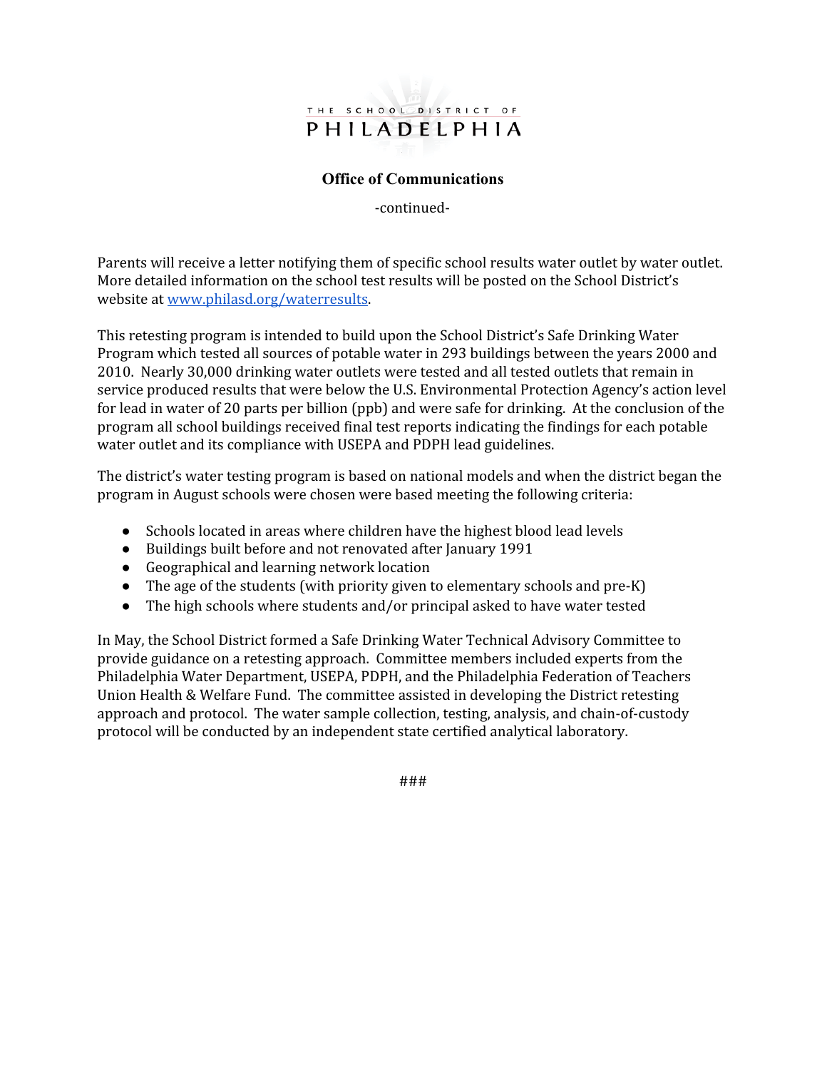THE SCHOOL DISTRICT OF PHILADELPHIA

**Office of Communications**

-continued-

Parents will receive a letter notifying them of specific school results water outlet by water outlet. More detailed information on the school test results will be posted on the School District's website at [www.philasd.org/waterresults](http://www.philasd.org/waterresults).

This retesting program is intended to build upon the School District's Safe Drinking Water Program which tested all sources of potable water in 293 buildings between the years 2000 and 2010. Nearly 30,000 drinking water outlets were tested and all tested outlets that remain in service produced results that were below the U.S. Environmental Protection Agency's action level for lead in water of 20 parts per billion (ppb) and were safe for drinking. At the conclusion of the program all school buildings received final test reports indicating the findings for each potable water outlet and its compliance with USEPA and PDPH lead guidelines.

The district's water testing program is based on national models and when the district began the program in August schools were chosen were based meeting the following criteria:

- Schools located in areas where children have the highest blood lead levels
- Buildings built before and not renovated after January 1991
- Geographical and learning network location
- The age of the students (with priority given to elementary schools and pre-K)
- The high schools where students and/or principal asked to have water tested

In May, the School District formed a Safe Drinking Water Technical Advisory Committee to provide guidance on a retesting approach. Committee members included experts from the Philadelphia Water Department, USEPA, PDPH, and the Philadelphia Federation of Teachers Union Health & Welfare Fund. The committee assisted in developing the District retesting approach and protocol. The water sample collection, testing, analysis, and chain-of-custody protocol will be conducted by an independent state certified analytical laboratory.

###